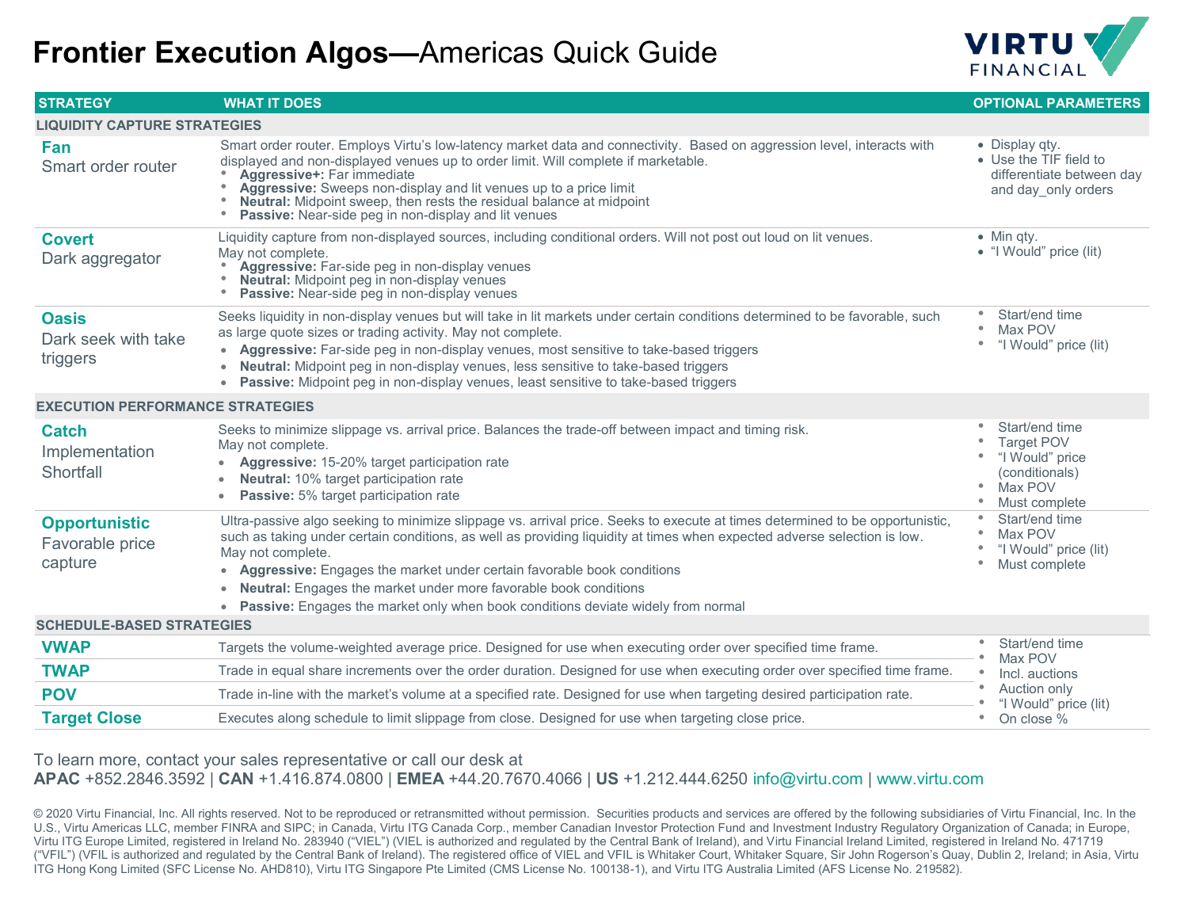# **Frontier Execution Algos—**Americas Quick Guide

| STRATEGY | WHAT IT DOES | OPTIONAL PARAMETERS |
|---|---|---|
| **LIQUIDITY CAPTURE STRATEGIES** | | |
| **Fan** Smart order router | Smart order router. Employs Virtu's low-latency market data and connectivity. Based on aggression level, interacts with displayed and non-displayed venues up to order limit. Will complete if marketable. • **Aggressive+:** Far immediate • **Aggressive:** Sweeps non-display and lit venues up to a price limit • **Neutral:** Midpoint sweep, then rests the residual balance at midpoint • **Passive:** Near-side peg in non-display and lit venues | • Display qty. • Use the TIF field to differentiate between day and day_only orders |
| **Covert** Dark aggregator | Liquidity capture from non-displayed sources, including conditional orders. Will not post out loud on lit venues. May not complete. • **Aggressive:** Far-side peg in non-display venues • **Neutral:** Midpoint peg in non-display venues • **Passive:** Near-side peg in non-display venues | • Min qty. • "I Would" price (lit) |
| **Oasis** Dark seek with take triggers | Seeks liquidity in non-display venues but will take in lit markets under certain conditions determined to be favorable, such as large quote sizes or trading activity. May not complete. • **Aggressive:** Far-side peg in non-display venues, most sensitive to take-based triggers • **Neutral:** Midpoint peg in non-display venues, less sensitive to take-based triggers • **Passive:** Midpoint peg in non-display venues, least sensitive to take-based triggers | • Start/end time • Max POV • "I Would" price (lit) |
| **EXECUTION PERFORMANCE STRATEGIES** | | |
| **Catch** Implementation Shortfall | Seeks to minimize slippage vs. arrival price. Balances the trade-off between impact and timing risk. May not complete. • **Aggressive:** 15-20% target participation rate • **Neutral:** 10% target participation rate • **Passive:** 5% target participation rate | • Start/end time • Target POV • "I Would" price (conditionals) • Max POV • Must complete |
| **Opportunistic** Favorable price capture | Ultra-passive algo seeking to minimize slippage vs. arrival price. Seeks to execute at times determined to be opportunistic, such as taking under certain conditions, as well as providing liquidity at times when expected adverse selection is low. May not complete. • **Aggressive:** Engages the market under certain favorable book conditions • **Neutral:** Engages the market under more favorable book conditions • **Passive:** Engages the market only when book conditions deviate widely from normal | • Start/end time • Max POV • "I Would" price (lit) • Must complete |
| **SCHEDULE-BASED STRATEGIES** | | |
| **VWAP** | Targets the volume-weighted average price. Designed for use when executing order over specified time frame. | • Start/end time • Max POV • Incl. auctions • Auction only • "I Would" price (lit) • On close % |
| **TWAP** | Trade in equal share increments over the order duration. Designed for use when executing order over specified time frame. | |
| **POV** | Trade in-line with the market's volume at a specified rate. Designed for use when targeting desired participation rate. | |
| **Target Close** | Executes along schedule to limit slippage from close. Designed for use when targeting close price. | |

To learn more, contact your sales representative or call our desk at
**APAC** +852.2846.3592 | **CAN** +1.416.874.0800 | **EMEA** +44.20.7670.4066 | **US** +1.212.444.6250 info@virtu.com | www.virtu.com

© 2020 Virtu Financial, Inc. All rights reserved. Not to be reproduced or retransmitted without permission. Securities products and services are offered by the following subsidiaries of Virtu Financial, Inc. In the U.S., Virtu Americas LLC, member FINRA and SIPC; in Canada, Virtu ITG Canada Corp., member Canadian Investor Protection Fund and Investment Industry Regulatory Organization of Canada; in Europe, Virtu ITG Europe Limited, registered in Ireland No. 283940 ("VIEL") (VIEL is authorized and regulated by the Central Bank of Ireland), and Virtu Financial Ireland Limited, registered in Ireland No. 471719 ("VFIL") (VFIL is authorized and regulated by the Central Bank of Ireland). The registered office of VIEL and VFIL is Whitaker Court, Whitaker Square, Sir John Rogerson's Quay, Dublin 2, Ireland; in Asia, Virtu ITG Hong Kong Limited (SFC License No. AHD810), Virtu ITG Singapore Pte Limited (CMS License No. 100138-1), and Virtu ITG Australia Limited (AFS License No. 219582).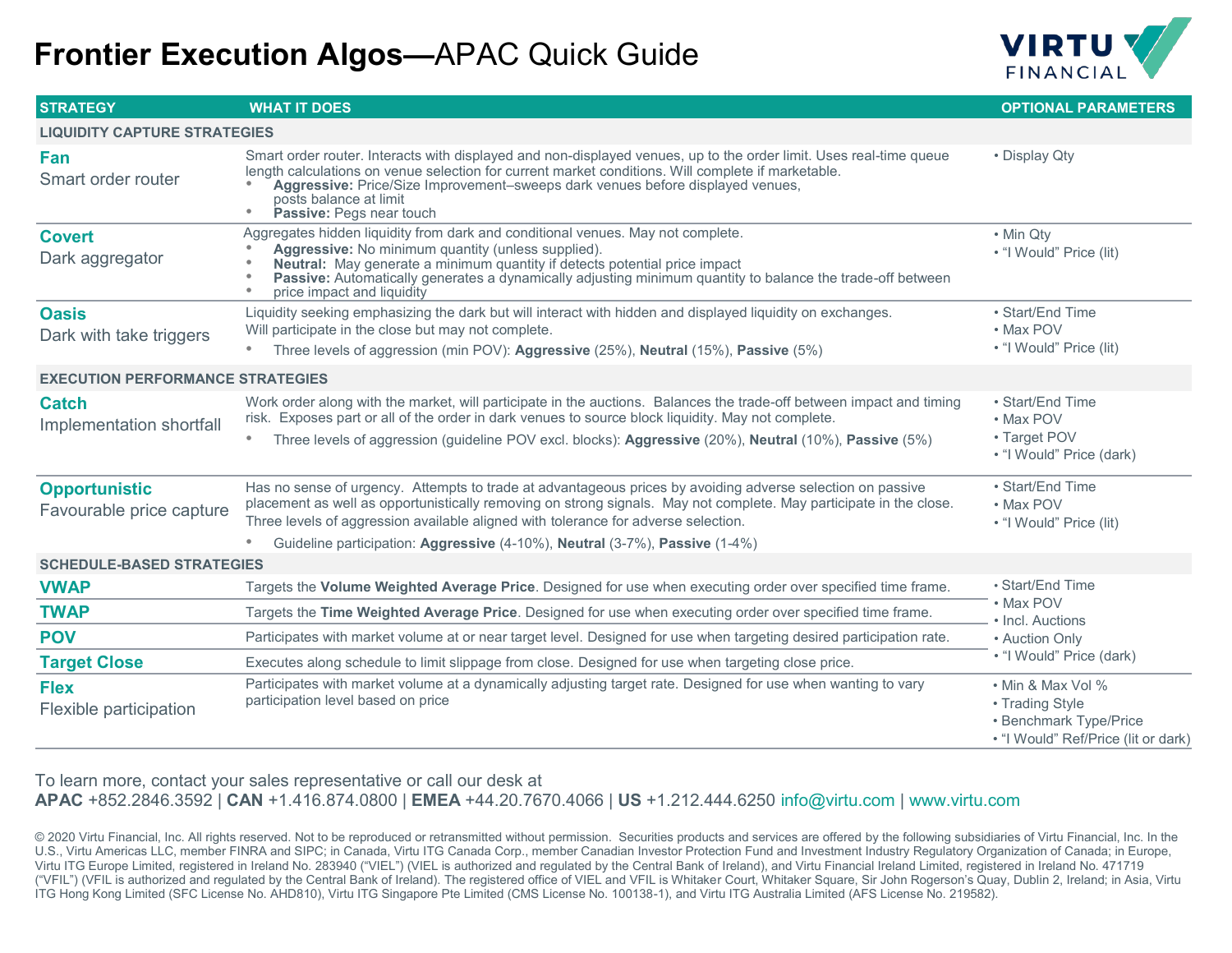# **Frontier Execution Algos—**APAC Quick Guide

| STRATEGY | WHAT IT DOES | OPTIONAL PARAMETERS |
|---|---|---|
| **LIQUIDITY CAPTURE STRATEGIES** | | |
| **Fan** Smart order router | Smart order router. Interacts with displayed and non-displayed venues, up to the order limit. Uses real-time queue length calculations on venue selection for current market conditions. Will complete if marketable. • **Aggressive:** Price/Size Improvement–sweeps dark venues before displayed venues, posts balance at limit • **Passive:** Pegs near touch | • Display Qty |
| **Covert** Dark aggregator | Aggregates hidden liquidity from dark and conditional venues. May not complete. • **Aggressive:** No minimum quantity (unless supplied). • **Neutral:** May generate a minimum quantity if detects potential price impact • **Passive:** Automatically generates a dynamically adjusting minimum quantity to balance the trade-off between price impact and liquidity | • Min Qty • "I Would" Price (lit) |
| **Oasis** Dark with take triggers | Liquidity seeking emphasizing the dark but will interact with hidden and displayed liquidity on exchanges. Will participate in the close but may not complete. • Three levels of aggression (min POV): **Aggressive** (25%), **Neutral** (15%), **Passive** (5%) | • Start/End Time • Max POV • "I Would" Price (lit) |
| **EXECUTION PERFORMANCE STRATEGIES** | | |
| **Catch** Implementation shortfall | Work order along with the market, will participate in the auctions. Balances the trade-off between impact and timing risk. Exposes part or all of the order in dark venues to source block liquidity. May not complete. • Three levels of aggression (guideline POV excl. blocks): **Aggressive** (20%), **Neutral** (10%), **Passive** (5%) | • Start/End Time • Max POV • Target POV • "I Would" Price (dark) |
| **Opportunistic** Favourable price capture | Has no sense of urgency. Attempts to trade at advantageous prices by avoiding adverse selection on passive placement as well as opportunistically removing on strong signals. May not complete. May participate in the close. Three levels of aggression available aligned with tolerance for adverse selection. • Guideline participation: **Aggressive** (4-10%), **Neutral** (3-7%), **Passive** (1-4%) | • Start/End Time • Max POV • "I Would" Price (lit) |
| **SCHEDULE-BASED STRATEGIES** | | |
| **VWAP** | Targets the **Volume Weighted Average Price**. Designed for use when executing order over specified time frame. | • Start/End Time • Max POV • Incl. Auctions • Auction Only • "I Would" Price (dark) |
| **TWAP** | Targets the **Time Weighted Average Price**. Designed for use when executing order over specified time frame. | |
| **POV** | Participates with market volume at or near target level. Designed for use when targeting desired participation rate. | |
| **Target Close** | Executes along schedule to limit slippage from close. Designed for use when targeting close price. | |
| **Flex** Flexible participation | Participates with market volume at a dynamically adjusting target rate. Designed for use when wanting to vary participation level based on price | • Min & Max Vol % • Trading Style • Benchmark Type/Price • "I Would" Ref/Price (lit or dark) |

To learn more, contact your sales representative or call our desk at
**APAC** +852.2846.3592 | **CAN** +1.416.874.0800 | **EMEA** +44.20.7670.4066 | **US** +1.212.444.6250 info@virtu.com | www.virtu.com

© 2020 Virtu Financial, Inc. All rights reserved. Not to be reproduced or retransmitted without permission. Securities products and services are offered by the following subsidiaries of Virtu Financial, Inc. In the U.S., Virtu Americas LLC, member FINRA and SIPC; in Canada, Virtu ITG Canada Corp., member Canadian Investor Protection Fund and Investment Industry Regulatory Organization of Canada; in Europe, Virtu ITG Europe Limited, registered in Ireland No. 283940 ("VIEL") (VIEL is authorized and regulated by the Central Bank of Ireland), and Virtu Financial Ireland Limited, registered in Ireland No. 471719 ("VFIL") (VFIL is authorized and regulated by the Central Bank of Ireland). The registered office of VIEL and VFIL is Whitaker Court, Whitaker Square, Sir John Rogerson's Quay, Dublin 2, Ireland; in Asia, Virtu ITG Hong Kong Limited (SFC License No. AHD810), Virtu ITG Singapore Pte Limited (CMS License No. 100138-1), and Virtu ITG Australia Limited (AFS License No. 219582).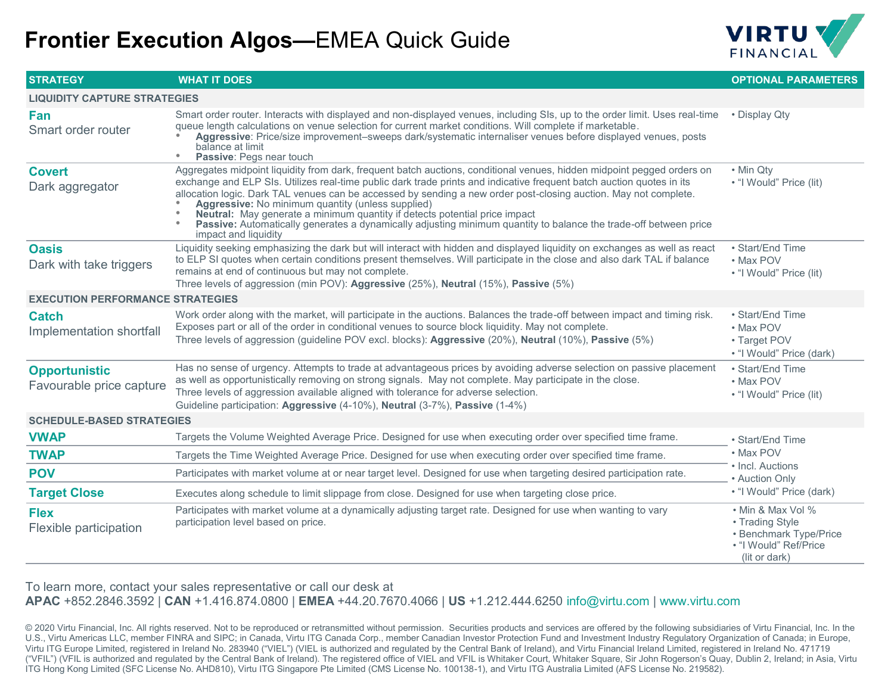# Frontier Execution Algos—EMEA Quick Guide

| STRATEGY | WHAT IT DOES | OPTIONAL PARAMETERS |
|---|---|---|
| **LIQUIDITY CAPTURE STRATEGIES** | | |
| **Fan** Smart order router | Smart order router. Interacts with displayed and non-displayed venues, including SIs, up to the order limit. Uses real-time queue length calculations on venue selection for current market conditions. Will complete if marketable. • **Aggressive**: Price/size improvement–sweeps dark/systematic internaliser venues before displayed venues, posts balance at limit • **Passive**: Pegs near touch | • Display Qty |
| **Covert** Dark aggregator | Aggregates midpoint liquidity from dark, frequent batch auctions, conditional venues, hidden midpoint pegged orders on exchange and ELP SIs. Utilizes real-time public dark trade prints and indicative frequent batch auction quotes in its allocation logic. Dark TAL venues can be accessed by sending a new order post-closing auction. May not complete. • **Aggressive:** No minimum quantity (unless supplied) • **Neutral:** May generate a minimum quantity if detects potential price impact • **Passive:** Automatically generates a dynamically adjusting minimum quantity to balance the trade-off between price impact and liquidity | • Min Qty • "I Would" Price (lit) |
| **Oasis** Dark with take triggers | Liquidity seeking emphasizing the dark but will interact with hidden and displayed liquidity on exchanges as well as react to ELP SI quotes when certain conditions present themselves. Will participate in the close and also dark TAL if balance remains at end of continuous but may not complete. Three levels of aggression (min POV): **Aggressive** (25%), **Neutral** (15%), **Passive** (5%) | • Start/End Time • Max POV • "I Would" Price (lit) |
| **EXECUTION PERFORMANCE STRATEGIES** | | |
| **Catch** Implementation shortfall | Work order along with the market, will participate in the auctions. Balances the trade-off between impact and timing risk. Exposes part or all of the order in conditional venues to source block liquidity. May not complete. Three levels of aggression (guideline POV excl. blocks): **Aggressive** (20%), **Neutral** (10%), **Passive** (5%) | • Start/End Time • Max POV • Target POV • "I Would" Price (dark) |
| **Opportunistic** Favourable price capture | Has no sense of urgency. Attempts to trade at advantageous prices by avoiding adverse selection on passive placement as well as opportunistically removing on strong signals. May not complete. May participate in the close. Three levels of aggression available aligned with tolerance for adverse selection. Guideline participation: **Aggressive** (4-10%), **Neutral** (3-7%), **Passive** (1-4%) | • Start/End Time • Max POV • "I Would" Price (lit) |
| **SCHEDULE-BASED STRATEGIES** | | |
| **VWAP** | Targets the Volume Weighted Average Price. Designed for use when executing order over specified time frame. | • Start/End Time • Max POV • Incl. Auctions • Auction Only • "I Would" Price (dark) |
| **TWAP** | Targets the Time Weighted Average Price. Designed for use when executing order over specified time frame. | |
| **POV** | Participates with market volume at or near target level. Designed for use when targeting desired participation rate. | |
| **Target Close** | Executes along schedule to limit slippage from close. Designed for use when targeting close price. | |
| **Flex** Flexible participation | Participates with market volume at a dynamically adjusting target rate. Designed for use when wanting to vary participation level based on price. | • Min & Max Vol % • Trading Style • Benchmark Type/Price • "I Would" Ref/Price (lit or dark) |

To learn more, contact your sales representative or call our desk at
**APAC** +852.2846.3592 | **CAN** +1.416.874.0800 | **EMEA** +44.20.7670.4066 | **US** +1.212.444.6250 info@virtu.com | www.virtu.com

© 2020 Virtu Financial, Inc. All rights reserved. Not to be reproduced or retransmitted without permission. Securities products and services are offered by the following subsidiaries of Virtu Financial, Inc. In the U.S., Virtu Americas LLC, member FINRA and SIPC; in Canada, Virtu ITG Canada Corp., member Canadian Investor Protection Fund and Investment Industry Regulatory Organization of Canada; in Europe, Virtu ITG Europe Limited, registered in Ireland No. 283940 ("VIEL") (VIEL is authorized and regulated by the Central Bank of Ireland), and Virtu Financial Ireland Limited, registered in Ireland No. 471719 ("VFIL") (VFIL is authorized and regulated by the Central Bank of Ireland). The registered office of VIEL and VFIL is Whitaker Court, Whitaker Square, Sir John Rogerson's Quay, Dublin 2, Ireland; in Asia, Virtu ITG Hong Kong Limited (SFC License No. AHD810), Virtu ITG Singapore Pte Limited (CMS License No. 100138-1), and Virtu ITG Australia Limited (AFS License No. 219582).